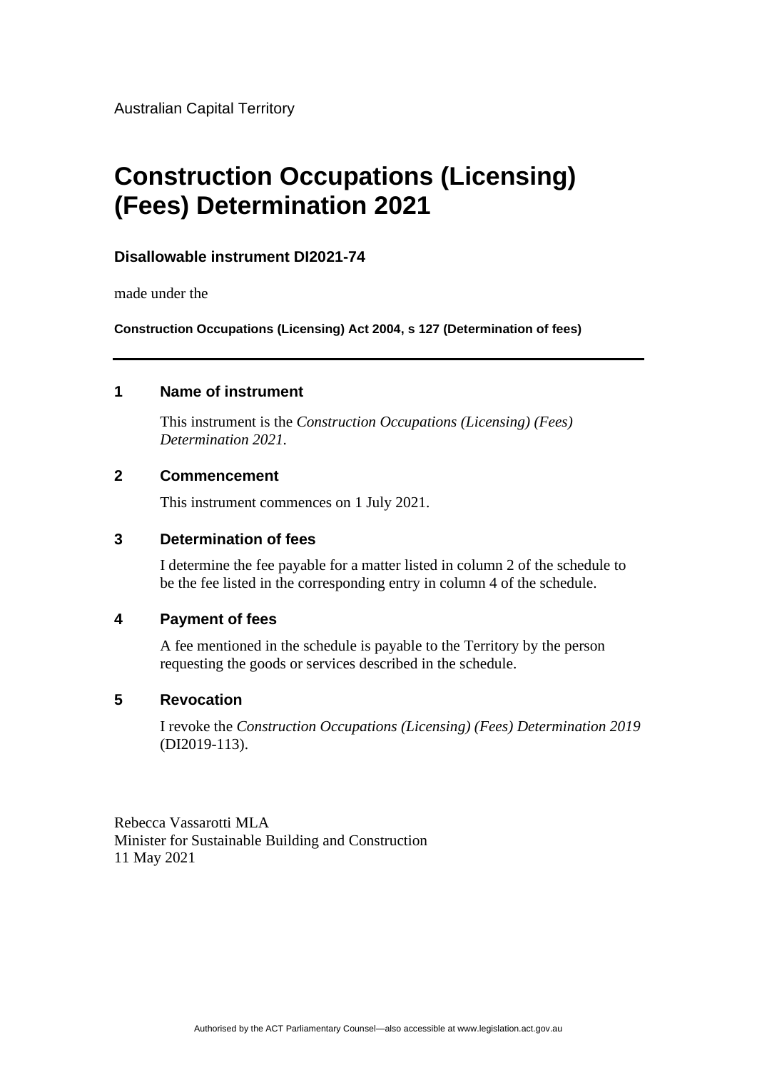Australian Capital Territory

# Construction Occupations (Licensing) (Fees) Determination 2021

**Disallowable instrument DI2021-74**

made under the

**Construction Occupations (Licensing) Act 2004, s 127 (Determination of fees)**

---

## 1 Name of instrument

This instrument is the *Construction Occupations (Licensing) (Fees) Determination 2021*.

## 2 Commencement

This instrument commences on 1 July 2021.

## 3 Determination of fees

I determine the fee payable for a matter listed in column 2 of the schedule to be the fee listed in the corresponding entry in column 4 of the schedule.

## 4 Payment of fees

A fee mentioned in the schedule is payable to the Territory by the person requesting the goods or services described in the schedule.

## 5 Revocation

I revoke the *Construction Occupations (Licensing) (Fees) Determination 2019* (DI2019-113).

Rebecca Vassarotti MLA
Minister for Sustainable Building and Construction
11 May 2021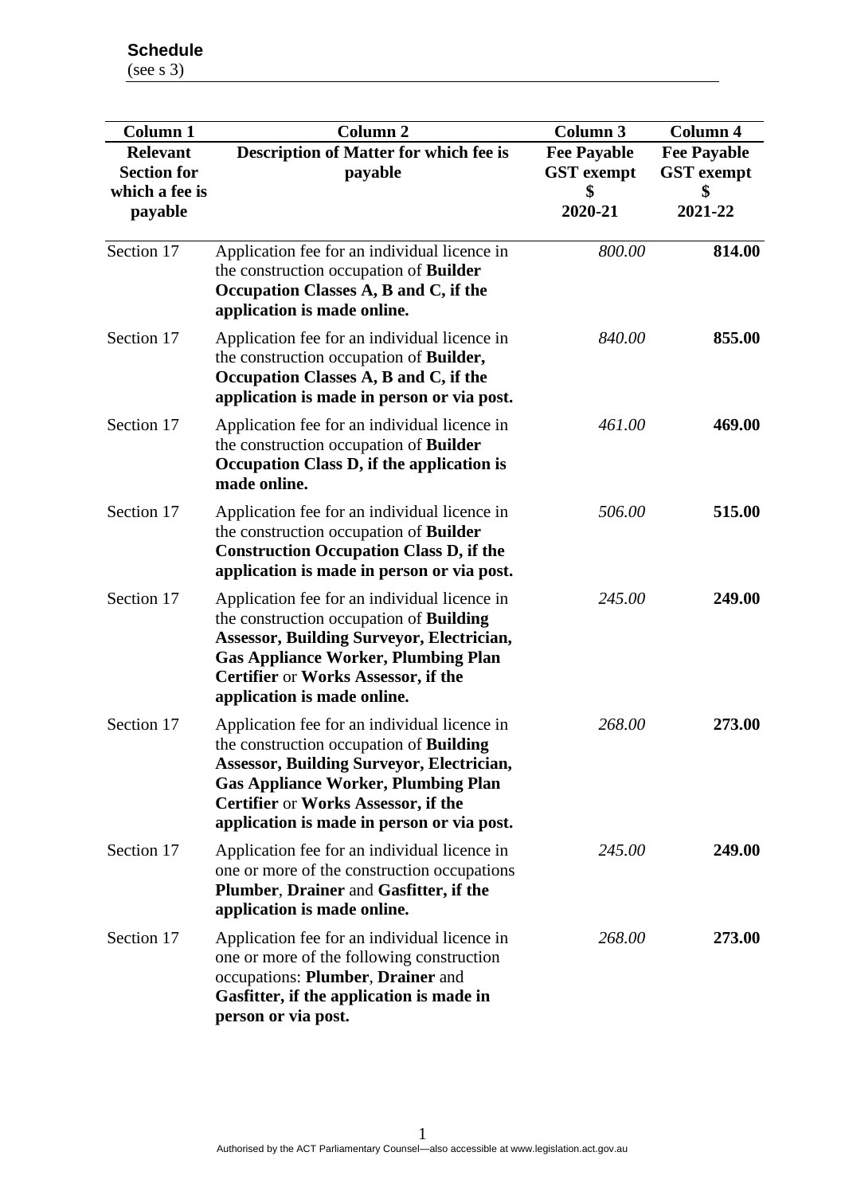**Schedule**
(see s 3)

| Column 1 | Column 2 | Column 3 | Column 4 |
|---|---|---|---|
| **Relevant Section for which a fee is payable** | **Description of Matter for which fee is payable** | **Fee Payable GST exempt $ 2020-21** | **Fee Payable GST exempt $ 2021-22** |
| Section 17 | Application fee for an individual licence in the construction occupation of **Builder Occupation Classes A, B and C, if the application is made online.** | *800.00* | **814.00** |
| Section 17 | Application fee for an individual licence in the construction occupation of **Builder, Occupation Classes A, B and C, if the application is made in person or via post.** | *840.00* | **855.00** |
| Section 17 | Application fee for an individual licence in the construction occupation of **Builder Occupation Class D, if the application is made online.** | *461.00* | **469.00** |
| Section 17 | Application fee for an individual licence in the construction occupation of **Builder Construction Occupation Class D, if the application is made in person or via post.** | *506.00* | **515.00** |
| Section 17 | Application fee for an individual licence in the construction occupation of **Building Assessor, Building Surveyor, Electrician, Gas Appliance Worker, Plumbing Plan Certifier** or **Works Assessor, if the application is made online.** | *245.00* | **249.00** |
| Section 17 | Application fee for an individual licence in the construction occupation of **Building Assessor, Building Surveyor, Electrician, Gas Appliance Worker, Plumbing Plan Certifier** or **Works Assessor, if the application is made in person or via post.** | *268.00* | **273.00** |
| Section 17 | Application fee for an individual licence in one or more of the construction occupations **Plumber**, **Drainer** and **Gasfitter, if the application is made online.** | *245.00* | **249.00** |
| Section 17 | Application fee for an individual licence in one or more of the following construction occupations: **Plumber**, **Drainer** and **Gasfitter, if the application is made in person or via post.** | *268.00* | **273.00** |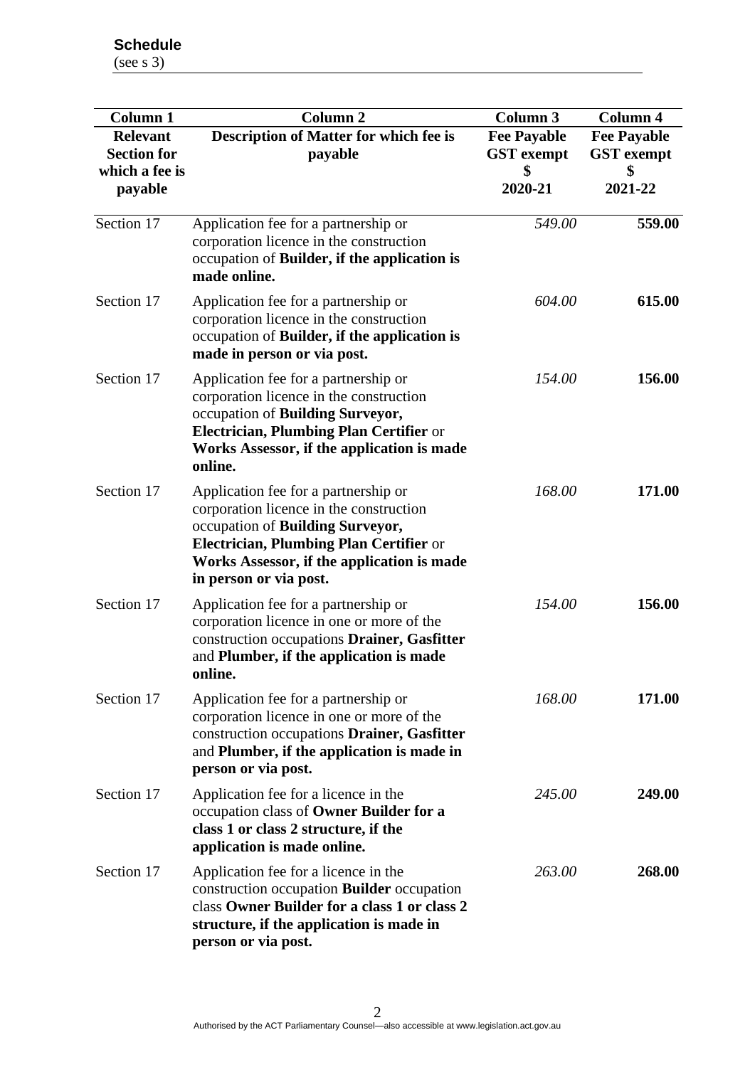**Schedule**
(see s 3)

| Column 1<br>**Relevant Section for which a fee is payable** | Column 2<br>**Description of Matter for which fee is payable** | Column 3<br>**Fee Payable GST exempt $ 2020-21** | Column 4<br>**Fee Payable GST exempt $ 2021-22** |
|---|---|---|---|
| Section 17 | Application fee for a partnership or corporation licence in the construction occupation of **Builder, if the application is made online.** | *549.00* | **559.00** |
| Section 17 | Application fee for a partnership or corporation licence in the construction occupation of **Builder, if the application is made in person or via post.** | *604.00* | **615.00** |
| Section 17 | Application fee for a partnership or corporation licence in the construction occupation of **Building Surveyor, Electrician, Plumbing Plan Certifier** or **Works Assessor, if the application is made online.** | *154.00* | **156.00** |
| Section 17 | Application fee for a partnership or corporation licence in the construction occupation of **Building Surveyor, Electrician, Plumbing Plan Certifier** or **Works Assessor, if the application is made in person or via post.** | *168.00* | **171.00** |
| Section 17 | Application fee for a partnership or corporation licence in one or more of the construction occupations **Drainer, Gasfitter** and **Plumber, if the application is made online.** | *154.00* | **156.00** |
| Section 17 | Application fee for a partnership or corporation licence in one or more of the construction occupations **Drainer, Gasfitter** and **Plumber, if the application is made in person or via post.** | *168.00* | **171.00** |
| Section 17 | Application fee for a licence in the occupation class of **Owner Builder for a class 1 or class 2 structure, if the application is made online.** | *245.00* | **249.00** |
| Section 17 | Application fee for a licence in the construction occupation **Builder** occupation class **Owner Builder for a class 1 or class 2 structure, if the application is made in person or via post.** | *263.00* | **268.00** |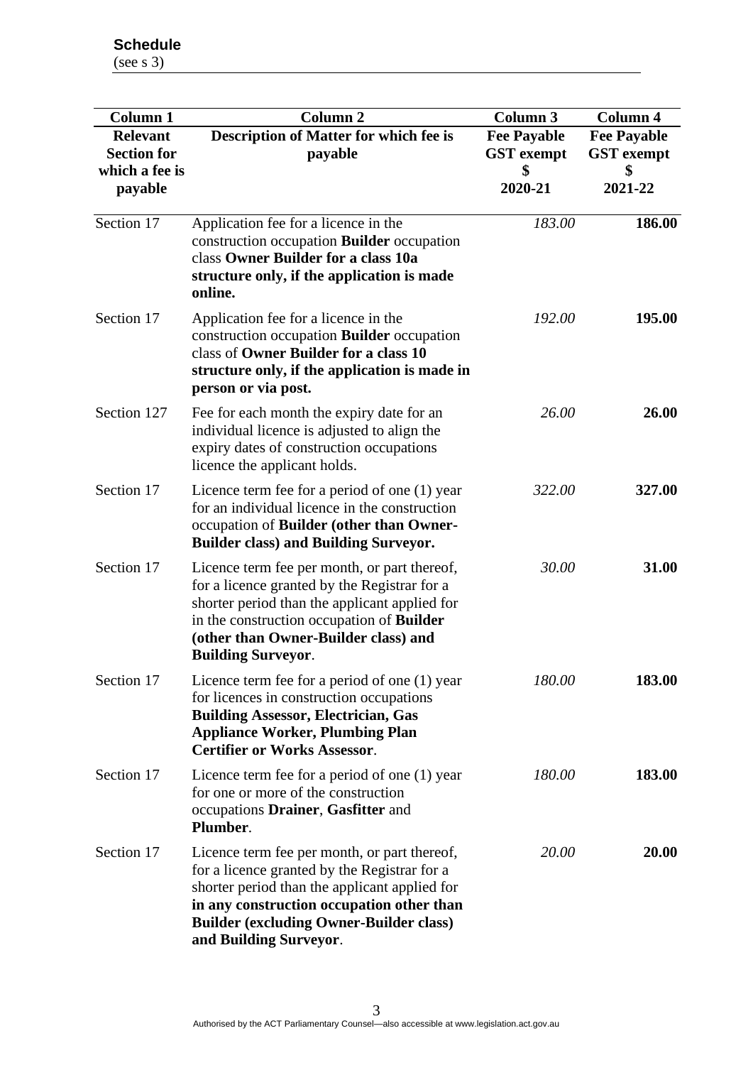**Schedule**
(see s 3)

| Column 1 | Column 2 | Column 3 | Column 4 |
|---|---|---|---|
| **Relevant Section for which a fee is payable** | **Description of Matter for which fee is payable** | **Fee Payable GST exempt $ 2020-21** | **Fee Payable GST exempt $ 2021-22** |
| Section 17 | Application fee for a licence in the construction occupation **Builder** occupation class **Owner Builder for a class 10a structure only, if the application is made online.** | *183.00* | **186.00** |
| Section 17 | Application fee for a licence in the construction occupation **Builder** occupation class of **Owner Builder for a class 10 structure only, if the application is made in person or via post.** | *192.00* | **195.00** |
| Section 127 | Fee for each month the expiry date for an individual licence is adjusted to align the expiry dates of construction occupations licence the applicant holds. | *26.00* | **26.00** |
| Section 17 | Licence term fee for a period of one (1) year for an individual licence in the construction occupation of **Builder (other than Owner-Builder class) and Building Surveyor.** | *322.00* | **327.00** |
| Section 17 | Licence term fee per month, or part thereof, for a licence granted by the Registrar for a shorter period than the applicant applied for in the construction occupation of **Builder (other than Owner-Builder class) and Building Surveyor**. | *30.00* | **31.00** |
| Section 17 | Licence term fee for a period of one (1) year for licences in construction occupations **Building Assessor, Electrician, Gas Appliance Worker, Plumbing Plan Certifier or Works Assessor**. | *180.00* | **183.00** |
| Section 17 | Licence term fee for a period of one (1) year for one or more of the construction occupations **Drainer**, **Gasfitter** and **Plumber**. | *180.00* | **183.00** |
| Section 17 | Licence term fee per month, or part thereof, for a licence granted by the Registrar for a shorter period than the applicant applied for **in any construction occupation other than Builder (excluding Owner-Builder class) and Building Surveyor**. | *20.00* | **20.00** |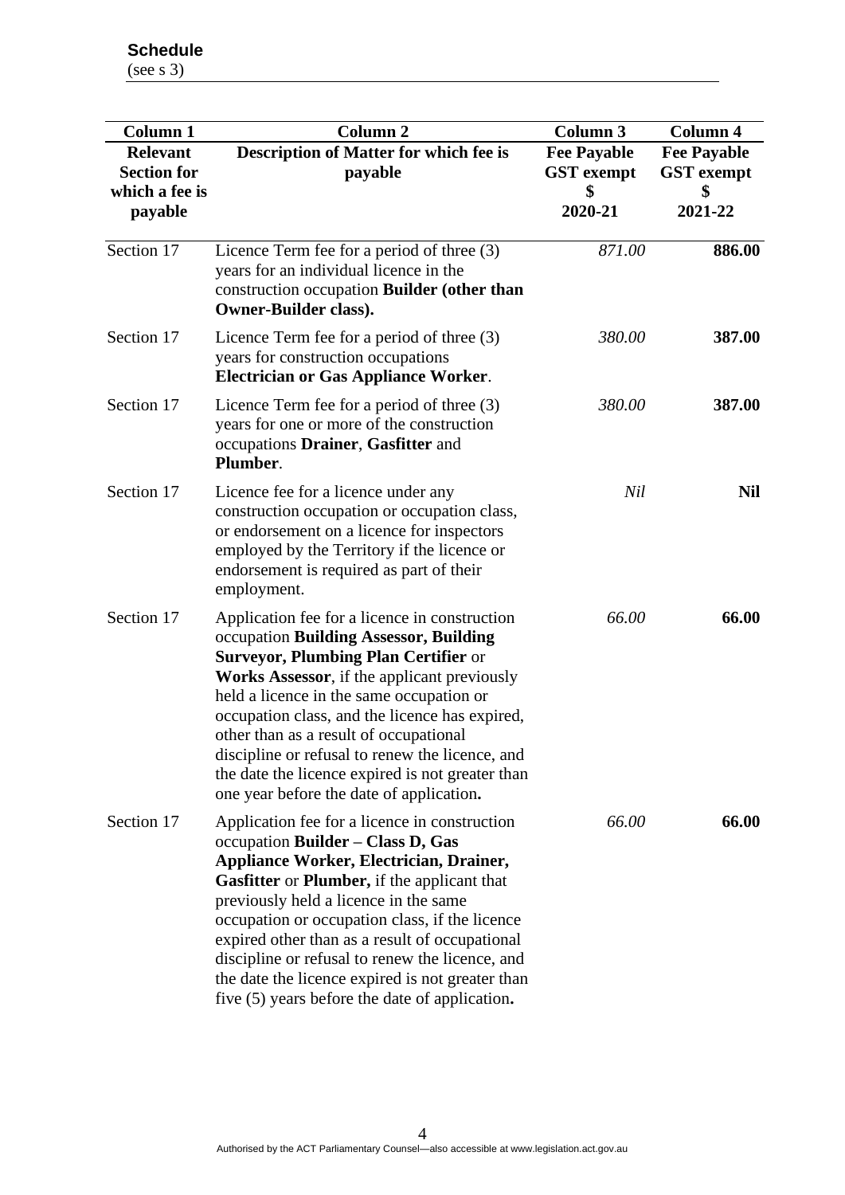**Schedule**
(see s 3)

| Column 1<br>**Relevant Section for which a fee is payable** | Column 2<br>**Description of Matter for which fee is payable** | Column 3<br>**Fee Payable GST exempt $ 2020-21** | Column 4<br>**Fee Payable GST exempt $ 2021-22** |
|---|---|---|---|
| Section 17 | Licence Term fee for a period of three (3) years for an individual licence in the construction occupation **Builder (other than Owner-Builder class).** | *871.00* | **886.00** |
| Section 17 | Licence Term fee for a period of three (3) years for construction occupations **Electrician or Gas Appliance Worker**. | *380.00* | **387.00** |
| Section 17 | Licence Term fee for a period of three (3) years for one or more of the construction occupations **Drainer**, **Gasfitter** and **Plumber**. | *380.00* | **387.00** |
| Section 17 | Licence fee for a licence under any construction occupation or occupation class, or endorsement on a licence for inspectors employed by the Territory if the licence or endorsement is required as part of their employment. | *Nil* | **Nil** |
| Section 17 | Application fee for a licence in construction occupation **Building Assessor, Building Surveyor, Plumbing Plan Certifier** or **Works Assessor**, if the applicant previously held a licence in the same occupation or occupation class, and the licence has expired, other than as a result of occupational discipline or refusal to renew the licence, and the date the licence expired is not greater than one year before the date of application**.** | *66.00* | **66.00** |
| Section 17 | Application fee for a licence in construction occupation **Builder – Class D, Gas Appliance Worker, Electrician, Drainer, Gasfitter** or **Plumber,** if the applicant that previously held a licence in the same occupation or occupation class, if the licence expired other than as a result of occupational discipline or refusal to renew the licence, and the date the licence expired is not greater than five (5) years before the date of application**.** | *66.00* | **66.00** |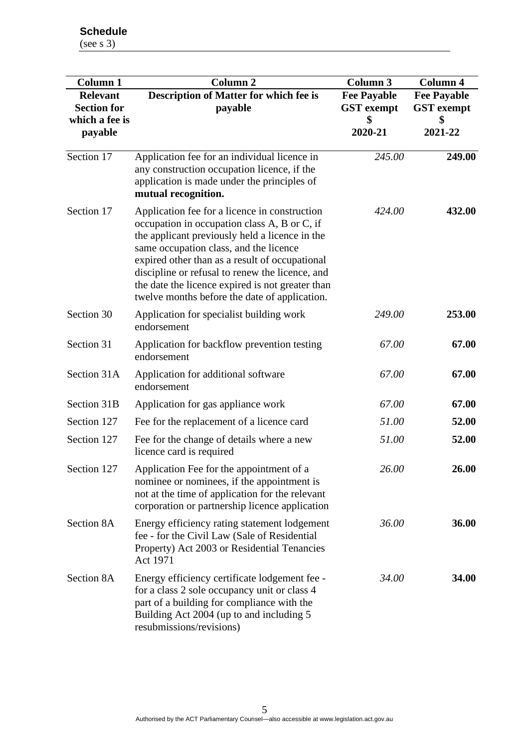**Schedule**

(see s 3)

| Column 1 | Column 2 | Column 3 | Column 4 |
|---|---|---|---|
| **Relevant Section for which a fee is payable** | **Description of Matter for which fee is payable** | **Fee Payable GST exempt $ 2020-21** | **Fee Payable GST exempt $ 2021-22** |
| Section 17 | Application fee for an individual licence in any construction occupation licence, if the application is made under the principles of **mutual recognition.** | *245.00* | **249.00** |
| Section 17 | Application fee for a licence in construction occupation in occupation class A, B or C, if the applicant previously held a licence in the same occupation class, and the licence expired other than as a result of occupational discipline or refusal to renew the licence, and the date the licence expired is not greater than twelve months before the date of application. | *424.00* | **432.00** |
| Section 30 | Application for specialist building work endorsement | *249.00* | **253.00** |
| Section 31 | Application for backflow prevention testing endorsement | *67.00* | **67.00** |
| Section 31A | Application for additional software endorsement | *67.00* | **67.00** |
| Section 31B | Application for gas appliance work | *67.00* | **67.00** |
| Section 127 | Fee for the replacement of a licence card | *51.00* | **52.00** |
| Section 127 | Fee for the change of details where a new licence card is required | *51.00* | **52.00** |
| Section 127 | Application Fee for the appointment of a nominee or nominees, if the appointment is not at the time of application for the relevant corporation or partnership licence application | *26.00* | **26.00** |
| Section 8A | Energy efficiency rating statement lodgement fee - for the Civil Law (Sale of Residential Property) Act 2003 or Residential Tenancies Act 1971 | *36.00* | **36.00** |
| Section 8A | Energy efficiency certificate lodgement fee - for a class 2 sole occupancy unit or class 4 part of a building for compliance with the Building Act 2004 (up to and including 5 resubmissions/revisions) | *34.00* | **34.00** |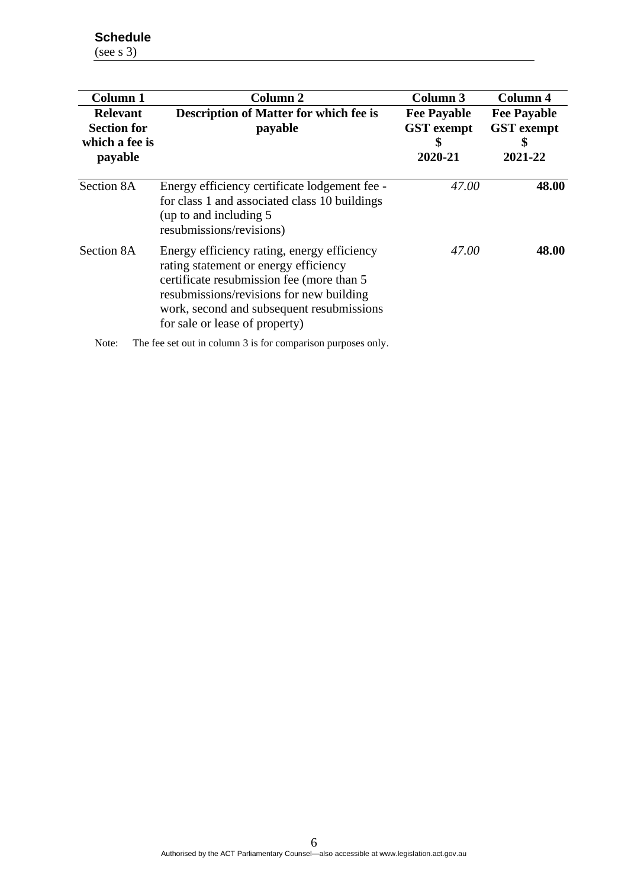**Schedule**

(see s 3)

| Column 1 | Column 2 | Column 3 | Column 4 |
|---|---|---|---|
| **Relevant Section for which a fee is payable** | **Description of Matter for which fee is payable** | **Fee Payable GST exempt \$ 2020-21** | **Fee Payable GST exempt \$ 2021-22** |
| Section 8A | Energy efficiency certificate lodgement fee - for class 1 and associated class 10 buildings (up to and including 5 resubmissions/revisions) | *47.00* | **48.00** |
| Section 8A | Energy efficiency rating, energy efficiency rating statement or energy efficiency certificate resubmission fee (more than 5 resubmissions/revisions for new building work, second and subsequent resubmissions for sale or lease of property) | *47.00* | **48.00** |

Note: The fee set out in column 3 is for comparison purposes only.